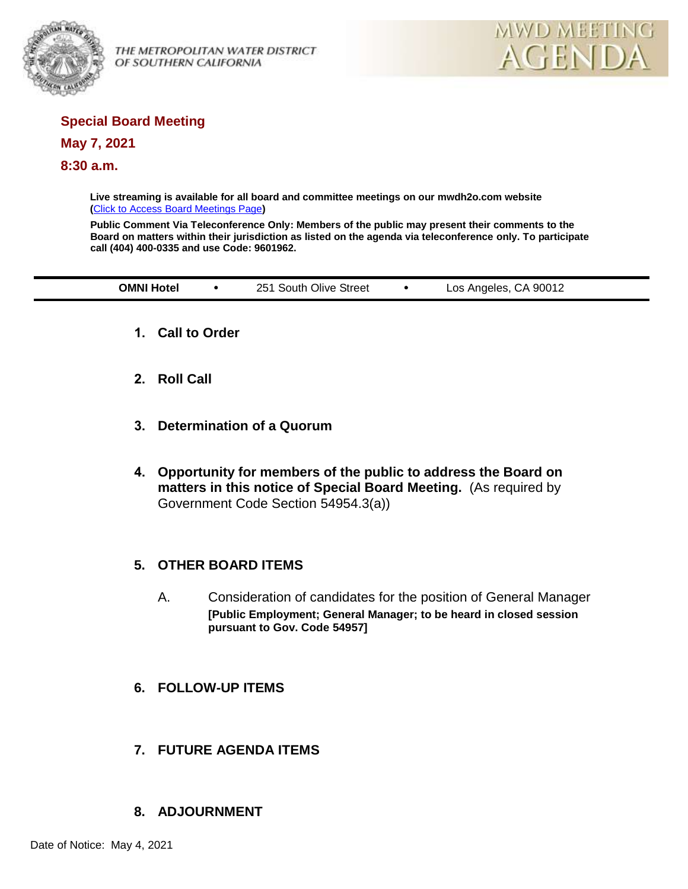THE METROPOLITAN WATER DISTRICT OF SOUTHERN CALIFORNIA

MWD MEETING AGENDA

## Special Board Meeting

## May 7, 2021

## 8:30 a.m.

**Live streaming is available for all board and committee meetings on our mwdh2o.com website (Click to Access Board Meetings Page)**

**Public Comment Via Teleconference Only: Members of the public may present their comments to the Board on matters within their jurisdiction as listed on the agenda via teleconference only. To participate call (404) 400-0335 and use Code: 9601962.**

**OMNI Hotel** • 251 South Olive Street • Los Angeles, CA 90012

1. **Call to Order**

2. **Roll Call**

3. **Determination of a Quorum**

4. **Opportunity for members of the public to address the Board on matters in this notice of Special Board Meeting.** (As required by Government Code Section 54954.3(a))

5. **OTHER BOARD ITEMS**

   A. Consideration of candidates for the position of General Manager
   **[Public Employment; General Manager; to be heard in closed session pursuant to Gov. Code 54957]**

6. **FOLLOW-UP ITEMS**

7. **FUTURE AGENDA ITEMS**

8. **ADJOURNMENT**

Date of Notice: May 4, 2021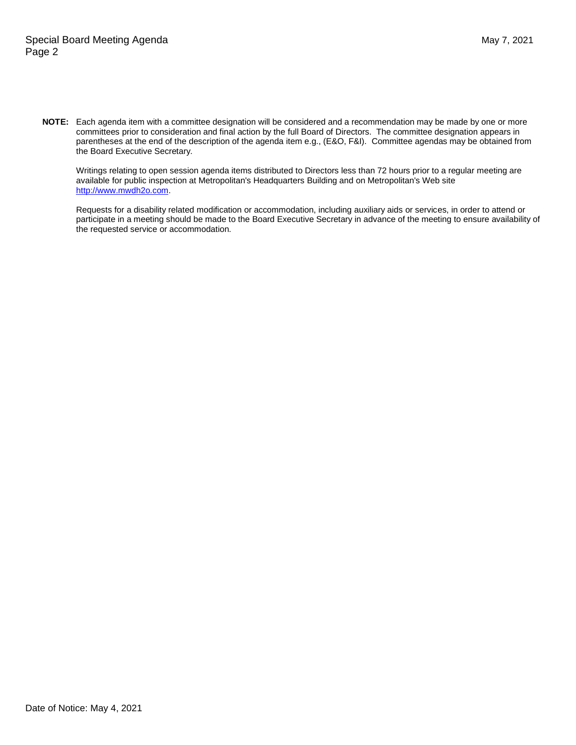**NOTE:** Each agenda item with a committee designation will be considered and a recommendation may be made by one or more committees prior to consideration and final action by the full Board of Directors. The committee designation appears in parentheses at the end of the description of the agenda item e.g., (E&O, F&I). Committee agendas may be obtained from the Board Executive Secretary.

Writings relating to open session agenda items distributed to Directors less than 72 hours prior to a regular meeting are available for public inspection at Metropolitan's Headquarters Building and on Metropolitan's Web site http://www.mwdh2o.com.

Requests for a disability related modification or accommodation, including auxiliary aids or services, in order to attend or participate in a meeting should be made to the Board Executive Secretary in advance of the meeting to ensure availability of the requested service or accommodation.

Date of Notice: May 4, 2021